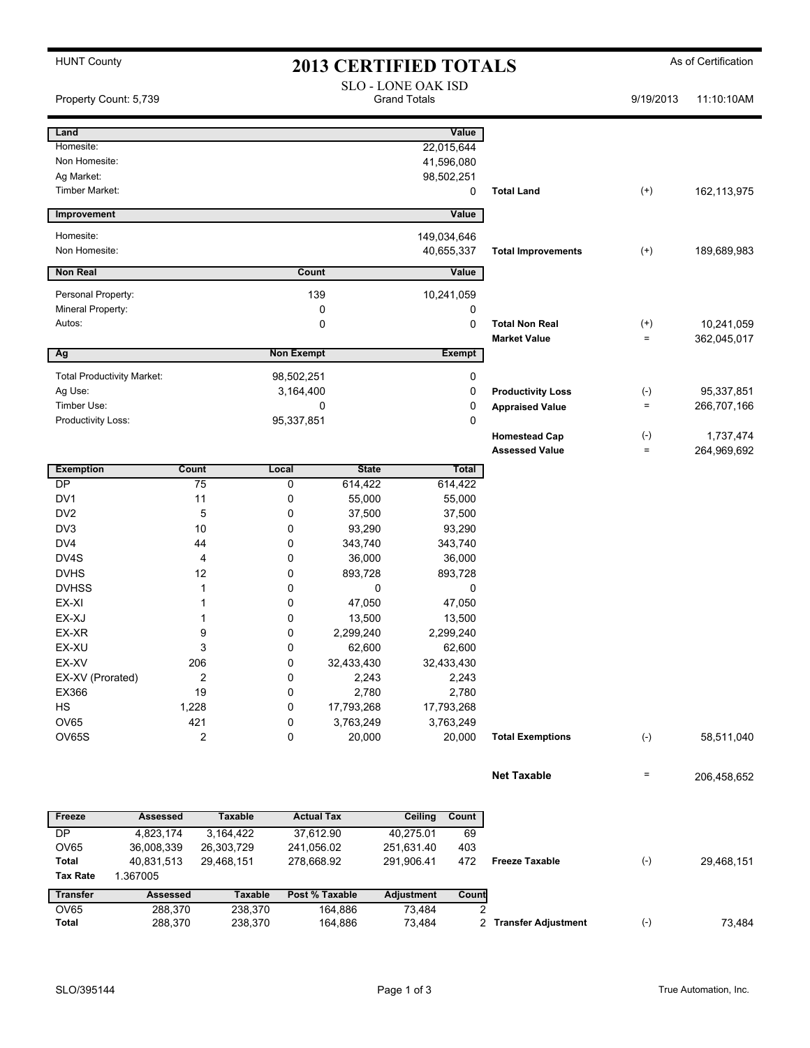HUNT County

# 2013 CERTIFIED TOTALS

As of Certification

SLO - LONE OAK ISD
Grand Totals

Property Count: 5,739

9/19/2013 11:10:10AM

| Land | | Value | | | |
|---|---|---|---|---|---|
| Homesite: | | 22,015,644 | | | |
| Non Homesite: | | 41,596,080 | | | |
| Ag Market: | | 98,502,251 | | | |
| Timber Market: | | 0 | **Total Land** | (+) | 162,113,975 |

| Improvement | | Value | | | |
|---|---|---|---|---|---|
| Homesite: | | 149,034,646 | | | |
| Non Homesite: | | 40,655,337 | **Total Improvements** | (+) | 189,689,983 |

| Non Real | Count | Value | | | |
|---|---|---|---|---|---|
| Personal Property: | 139 | 10,241,059 | | | |
| Mineral Property: | 0 | 0 | | | |
| Autos: | 0 | 0 | **Total Non Real** | (+) | 10,241,059 |
| | | | **Market Value** | = | 362,045,017 |

| Ag | Non Exempt | Exempt | | | |
|---|---|---|---|---|---|
| Total Productivity Market: | 98,502,251 | 0 | | | |
| Ag Use: | 3,164,400 | 0 | **Productivity Loss** | (-) | 95,337,851 |
| Timber Use: | 0 | 0 | **Appraised Value** | = | 266,707,166 |
| Productivity Loss: | 95,337,851 | 0 | | | |
| | | | **Homestead Cap** | (-) | 1,737,474 |
| | | | **Assessed Value** | = | 264,969,692 |

| Exemption | Count | Local | State | Total | | | |
|---|---|---|---|---|---|---|---|
| DP | 75 | 0 | 614,422 | 614,422 | | | |
| DV1 | 11 | 0 | 55,000 | 55,000 | | | |
| DV2 | 5 | 0 | 37,500 | 37,500 | | | |
| DV3 | 10 | 0 | 93,290 | 93,290 | | | |
| DV4 | 44 | 0 | 343,740 | 343,740 | | | |
| DV4S | 4 | 0 | 36,000 | 36,000 | | | |
| DVHS | 12 | 0 | 893,728 | 893,728 | | | |
| DVHSS | 1 | 0 | 0 | 0 | | | |
| EX-XI | 1 | 0 | 47,050 | 47,050 | | | |
| EX-XJ | 1 | 0 | 13,500 | 13,500 | | | |
| EX-XR | 9 | 0 | 2,299,240 | 2,299,240 | | | |
| EX-XU | 3 | 0 | 62,600 | 62,600 | | | |
| EX-XV | 206 | 0 | 32,433,430 | 32,433,430 | | | |
| EX-XV (Prorated) | 2 | 0 | 2,243 | 2,243 | | | |
| EX366 | 19 | 0 | 2,780 | 2,780 | | | |
| HS | 1,228 | 0 | 17,793,268 | 17,793,268 | | | |
| OV65 | 421 | 0 | 3,763,249 | 3,763,249 | | | |
| OV65S | 2 | 0 | 20,000 | 20,000 | **Total Exemptions** | (-) | 58,511,040 |

| | | |
|---|---|---|
| **Net Taxable** | = | 206,458,652 |

| Freeze | Assessed | Taxable | Actual Tax | Ceiling | Count | | | |
|---|---|---|---|---|---|---|---|---|
| DP | 4,823,174 | 3,164,422 | 37,612.90 | 40,275.01 | 69 | | | |
| OV65 | 36,008,339 | 26,303,729 | 241,056.02 | 251,631.40 | 403 | | | |
| **Total** | 40,831,513 | 29,468,151 | 278,668.92 | 291,906.41 | 472 | **Freeze Taxable** | (-) | 29,468,151 |
| **Tax Rate** | 1.367005 | | | | | | | |

| Transfer | Assessed | Taxable | Post % Taxable | Adjustment | Count | | | |
|---|---|---|---|---|---|---|---|---|
| OV65 | 288,370 | 238,370 | 164,886 | 73,484 | 2 | | | |
| **Total** | 288,370 | 238,370 | 164,886 | 73,484 | 2 | **Transfer Adjustment** | (-) | 73,484 |

SLO/395144

True Automation, Inc.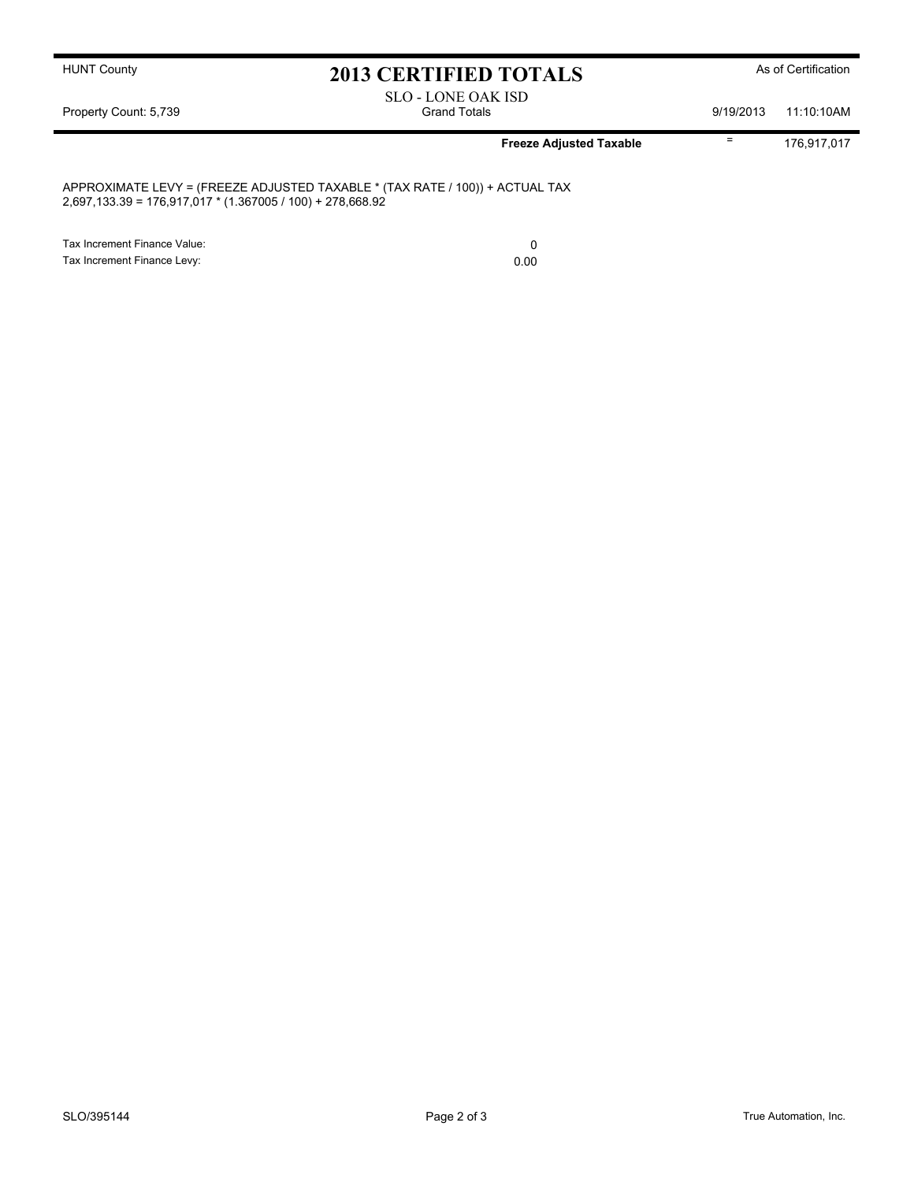HUNT County

# 2013 CERTIFIED TOTALS

As of Certification

Property Count: 5,739

SLO - LONE OAK ISD
Grand Totals

9/19/2013 11:10:10AM

| | | |
|---|---|---|
| **Freeze Adjusted Taxable** | = | 176,917,017 |

APPROXIMATE LEVY = (FREEZE ADJUSTED TAXABLE * (TAX RATE / 100)) + ACTUAL TAX
2,697,133.39 = 176,917,017 * (1.367005 / 100) + 278,668.92

| | |
|---|---|
| Tax Increment Finance Value: | 0 |
| Tax Increment Finance Levy: | 0.00 |

SLO/395144

True Automation, Inc.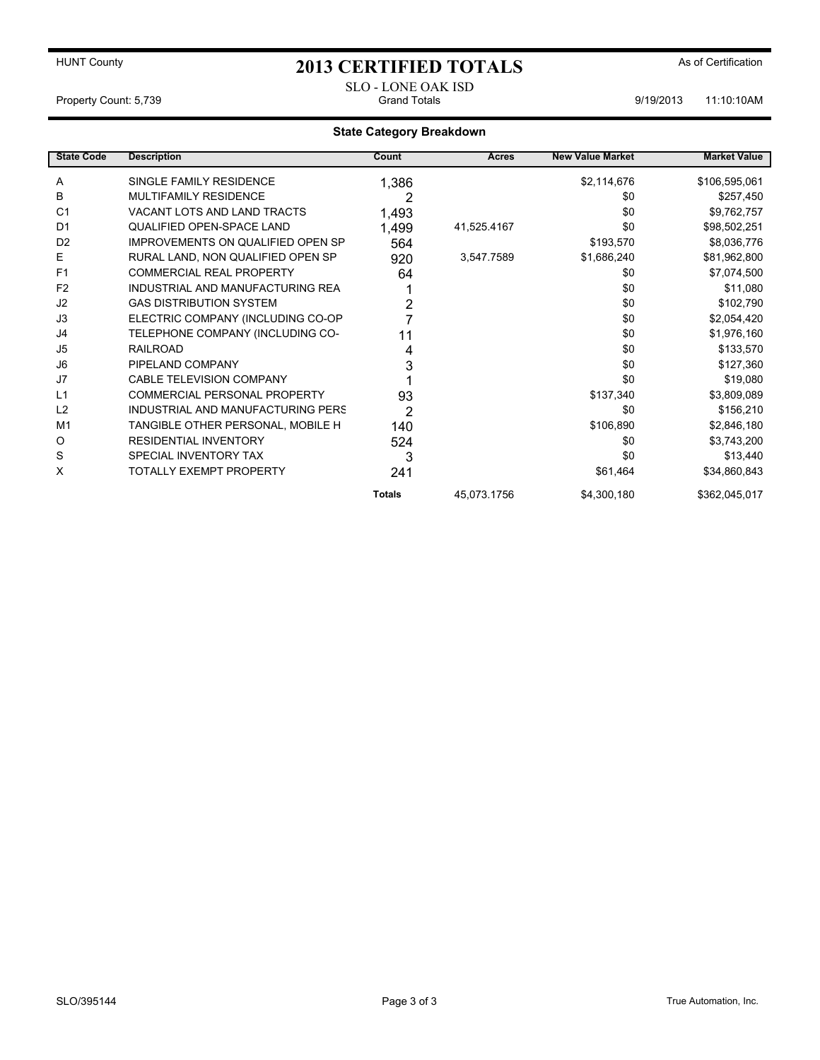HUNT County

# 2013 CERTIFIED TOTALS

As of Certification

SLO - LONE OAK ISD

Grand Totals

Property Count: 5,739

9/19/2013 11:10:10AM

## State Category Breakdown

| State Code | Description | Count | Acres | New Value Market | Market Value |
|---|---|---|---|---|---|
| A | SINGLE FAMILY RESIDENCE | 1,386 | | $2,114,676 | $106,595,061 |
| B | MULTIFAMILY RESIDENCE | 2 | | $0 | $257,450 |
| C1 | VACANT LOTS AND LAND TRACTS | 1,493 | | $0 | $9,762,757 |
| D1 | QUALIFIED OPEN-SPACE LAND | 1,499 | 41,525.4167 | $0 | $98,502,251 |
| D2 | IMPROVEMENTS ON QUALIFIED OPEN SP | 564 | | $193,570 | $8,036,776 |
| E | RURAL LAND, NON QUALIFIED OPEN SP | 920 | 3,547.7589 | $1,686,240 | $81,962,800 |
| F1 | COMMERCIAL REAL PROPERTY | 64 | | $0 | $7,074,500 |
| F2 | INDUSTRIAL AND MANUFACTURING REA | 1 | | $0 | $11,080 |
| J2 | GAS DISTRIBUTION SYSTEM | 2 | | $0 | $102,790 |
| J3 | ELECTRIC COMPANY (INCLUDING CO-OP | 7 | | $0 | $2,054,420 |
| J4 | TELEPHONE COMPANY (INCLUDING CO- | 11 | | $0 | $1,976,160 |
| J5 | RAILROAD | 4 | | $0 | $133,570 |
| J6 | PIPELAND COMPANY | 3 | | $0 | $127,360 |
| J7 | CABLE TELEVISION COMPANY | 1 | | $0 | $19,080 |
| L1 | COMMERCIAL PERSONAL PROPERTY | 93 | | $137,340 | $3,809,089 |
| L2 | INDUSTRIAL AND MANUFACTURING PERS | 2 | | $0 | $156,210 |
| M1 | TANGIBLE OTHER PERSONAL, MOBILE H | 140 | | $106,890 | $2,846,180 |
| O | RESIDENTIAL INVENTORY | 524 | | $0 | $3,743,200 |
| S | SPECIAL INVENTORY TAX | 3 | | $0 | $13,440 |
| X | TOTALLY EXEMPT PROPERTY | 241 | | $61,464 | $34,860,843 |
| | | **Totals** | 45,073.1756 | $4,300,180 | $362,045,017 |

SLO/395144

True Automation, Inc.